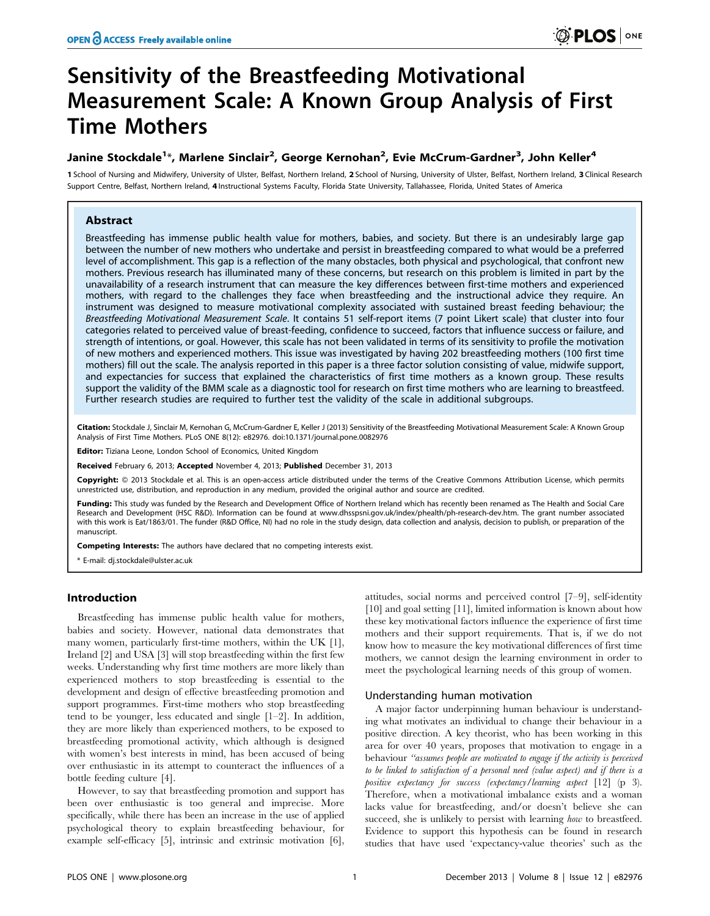# Sensitivity of the Breastfeeding Motivational Measurement Scale: A Known Group Analysis of First Time Mothers

**Janine Stockdale[1]*, Marlene Sinclair[2], George Kernohan[2], Evie McCrum-Gardner[3], John Keller[4]**

**1** School of Nursing and Midwifery, University of Ulster, Belfast, Northern Ireland, **2** School of Nursing, University of Ulster, Belfast, Northern Ireland, **3** Clinical Research Support Centre, Belfast, Northern Ireland, **4** Instructional Systems Faculty, Florida State University, Tallahassee, Florida, United States of America

## Abstract

Breastfeeding has immense public health value for mothers, babies, and society. But there is an undesirably large gap between the number of new mothers who undertake and persist in breastfeeding compared to what would be a preferred level of accomplishment. This gap is a reflection of the many obstacles, both physical and psychological, that confront new mothers. Previous research has illuminated many of these concerns, but research on this problem is limited in part by the unavailability of a research instrument that can measure the key differences between first-time mothers and experienced mothers, with regard to the challenges they face when breastfeeding and the instructional advice they require. An instrument was designed to measure motivational complexity associated with sustained breast feeding behaviour; the *Breastfeeding Motivational Measurement Scale*. It contains 51 self-report items (7 point Likert scale) that cluster into four categories related to perceived value of breast-feeding, confidence to succeed, factors that influence success or failure, and strength of intentions, or goal. However, this scale has not been validated in terms of its sensitivity to profile the motivation of new mothers and experienced mothers. This issue was investigated by having 202 breastfeeding mothers (100 first time mothers) fill out the scale. The analysis reported in this paper is a three factor solution consisting of value, midwife support, and expectancies for success that explained the characteristics of first time mothers as a known group. These results support the validity of the BMM scale as a diagnostic tool for research on first time mothers who are learning to breastfeed. Further research studies are required to further test the validity of the scale in additional subgroups.

**Citation:** Stockdale J, Sinclair M, Kernohan G, McCrum-Gardner E, Keller J (2013) Sensitivity of the Breastfeeding Motivational Measurement Scale: A Known Group Analysis of First Time Mothers. PLoS ONE 8(12): e82976. doi:10.1371/journal.pone.0082976

**Editor:** Tiziana Leone, London School of Economics, United Kingdom

**Received** February 6, 2013; **Accepted** November 4, 2013; **Published** December 31, 2013

**Copyright:** © 2013 Stockdale et al. This is an open-access article distributed under the terms of the Creative Commons Attribution License, which permits unrestricted use, distribution, and reproduction in any medium, provided the original author and source are credited.

**Funding:** This study was funded by the Research and Development Office of Northern Ireland which has recently been renamed as The Health and Social Care Research and Development (HSC R&D). Information can be found at www.dhsspsni.gov.uk/index/phealth/ph-research-dev.htm. The grant number associated with this work is Eat/1863/01. The funder (R&D Office, NI) had no role in the study design, data collection and analysis, decision to publish, or preparation of the manuscript.

**Competing Interests:** The authors have declared that no competing interests exist.

* E-mail: dj.stockdale@ulster.ac.uk

## Introduction

Breastfeeding has immense public health value for mothers, babies and society. However, national data demonstrates that many women, particularly first-time mothers, within the UK [1], Ireland [2] and USA [3] will stop breastfeeding within the first few weeks. Understanding why first time mothers are more likely than experienced mothers to stop breastfeeding is essential to the development and design of effective breastfeeding promotion and support programmes. First-time mothers who stop breastfeeding tend to be younger, less educated and single [1–2]. In addition, they are more likely than experienced mothers, to be exposed to breastfeeding promotional activity, which although is designed with women's best interests in mind, has been accused of being over enthusiastic in its attempt to counteract the influences of a bottle feeding culture [4].

However, to say that breastfeeding promotion and support has been over enthusiastic is too general and imprecise. More specifically, while there has been an increase in the use of applied psychological theory to explain breastfeeding behaviour, for example self-efficacy [5], intrinsic and extrinsic motivation [6], attitudes, social norms and perceived control [7–9], self-identity [10] and goal setting [11], limited information is known about how these key motivational factors influence the experience of first time mothers and their support requirements. That is, if we do not know how to measure the key motivational differences of first time mothers, we cannot design the learning environment in order to meet the psychological learning needs of this group of women.

### Understanding human motivation

A major factor underpinning human behaviour is understanding what motivates an individual to change their behaviour in a positive direction. A key theorist, who has been working in this area for over 40 years, proposes that motivation to engage in a behaviour *"assumes people are motivated to engage if the activity is perceived to be linked to satisfaction of a personal need (value aspect) and if there is a positive expectancy for success (expectancy/learning aspect* [12] (p 3). Therefore, when a motivational imbalance exists and a woman lacks value for breastfeeding, and/or doesn't believe she can succeed, she is unlikely to persist with learning *how* to breastfeed. Evidence to support this hypothesis can be found in research studies that have used 'expectancy-value theories' such as the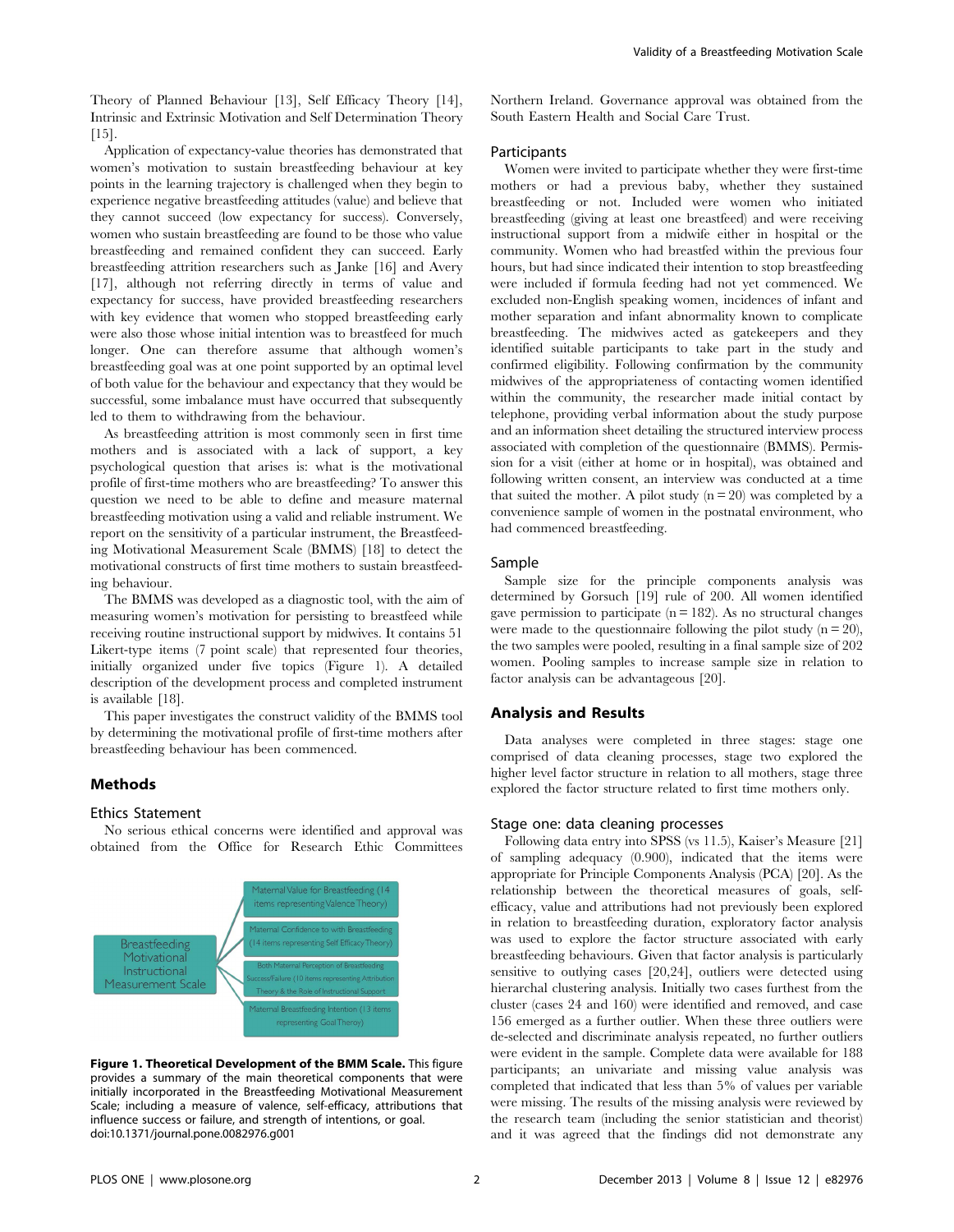Theory of Planned Behaviour [13], Self Efficacy Theory [14], Intrinsic and Extrinsic Motivation and Self Determination Theory [15].

Application of expectancy-value theories has demonstrated that women's motivation to sustain breastfeeding behaviour at key points in the learning trajectory is challenged when they begin to experience negative breastfeeding attitudes (value) and believe that they cannot succeed (low expectancy for success). Conversely, women who sustain breastfeeding are found to be those who value breastfeeding and remained confident they can succeed. Early breastfeeding attrition researchers such as Janke [16] and Avery [17], although not referring directly in terms of value and expectancy for success, have provided breastfeeding researchers with key evidence that women who stopped breastfeeding early were also those whose initial intention was to breastfeed for much longer. One can therefore assume that although women's breastfeeding goal was at one point supported by an optimal level of both value for the behaviour and expectancy that they would be successful, some imbalance must have occurred that subsequently led to them to withdrawing from the behaviour.

As breastfeeding attrition is most commonly seen in first time mothers and is associated with a lack of support, a key psychological question that arises is: what is the motivational profile of first-time mothers who are breastfeeding? To answer this question we need to be able to define and measure maternal breastfeeding motivation using a valid and reliable instrument. We report on the sensitivity of a particular instrument, the Breastfeeding Motivational Measurement Scale (BMMS) [18] to detect the motivational constructs of first time mothers to sustain breastfeeding behaviour.

The BMMS was developed as a diagnostic tool, with the aim of measuring women's motivation for persisting to breastfeed while receiving routine instructional support by midwives. It contains 51 Likert-type items (7 point scale) that represented four theories, initially organized under five topics (Figure 1). A detailed description of the development process and completed instrument is available [18].

This paper investigates the construct validity of the BMMS tool by determining the motivational profile of first-time mothers after breastfeeding behaviour has been commenced.

## Methods

### Ethics Statement

No serious ethical concerns were identified and approval was obtained from the Office for Research Ethic Committees Northern Ireland. Governance approval was obtained from the South Eastern Health and Social Care Trust.

Breastfeeding Motivational Instructional Measurement Scale

- Maternal Value for Breastfeeding (14 items representing Valence Theory)
- Maternal Confidence to with Breastfeeding (14 items representing Self Efficacy Theory)
- Both Maternal Perception of Breastfeeding Success/Failure (10 items representing Attribution Theory & the Role of Instructional Support
- Maternal Breastfeeding Intention (13 items representing Goal Theroy)

**Figure 1. Theoretical Development of the BMM Scale.** This figure provides a summary of the main theoretical components that were initially incorporated in the Breastfeeding Motivational Measurement Scale; including a measure of valence, self-efficacy, attributions that influence success or failure, and strength of intentions, or goal.
doi:10.1371/journal.pone.0082976.g001

### Participants

Women were invited to participate whether they were first-time mothers or had a previous baby, whether they sustained breastfeeding or not. Included were women who initiated breastfeeding (giving at least one breastfeed) and were receiving instructional support from a midwife either in hospital or the community. Women who had breastfed within the previous four hours, but had since indicated their intention to stop breastfeeding were included if formula feeding had not yet commenced. We excluded non-English speaking women, incidences of infant and mother separation and infant abnormality known to complicate breastfeeding. The midwives acted as gatekeepers and they identified suitable participants to take part in the study and confirmed eligibility. Following confirmation by the community midwives of the appropriateness of contacting women identified within the community, the researcher made initial contact by telephone, providing verbal information about the study purpose and an information sheet detailing the structured interview process associated with completion of the questionnaire (BMMS). Permission for a visit (either at home or in hospital), was obtained and following written consent, an interview was conducted at a time that suited the mother. A pilot study ($n = 20$) was completed by a convenience sample of women in the postnatal environment, who had commenced breastfeeding.

### Sample

Sample size for the principle components analysis was determined by Gorsuch [19] rule of 200. All women identified gave permission to participate ($n = 182$). As no structural changes were made to the questionnaire following the pilot study ($n = 20$), the two samples were pooled, resulting in a final sample size of 202 women. Pooling samples to increase sample size in relation to factor analysis can be advantageous [20].

## Analysis and Results

Data analyses were completed in three stages: stage one comprised of data cleaning processes, stage two explored the higher level factor structure in relation to all mothers, stage three explored the factor structure related to first time mothers only.

### Stage one: data cleaning processes

Following data entry into SPSS (vs 11.5), Kaiser's Measure [21] of sampling adequacy (0.900), indicated that the items were appropriate for Principle Components Analysis (PCA) [20]. As the relationship between the theoretical measures of goals, self-efficacy, value and attributions had not previously been explored in relation to breastfeeding duration, exploratory factor analysis was used to explore the factor structure associated with early breastfeeding behaviours. Given that factor analysis is particularly sensitive to outlying cases [20,24], outliers were detected using hierarchal clustering analysis. Initially two cases furthest from the cluster (cases 24 and 160) were identified and removed, and case 156 emerged as a further outlier. When these three outliers were de-selected and discriminate analysis repeated, no further outliers were evident in the sample. Complete data were available for 188 participants; an univariate and missing value analysis was completed that indicated that less than 5% of values per variable were missing. The results of the missing analysis were reviewed by the research team (including the senior statistician and theorist) and it was agreed that the findings did not demonstrate any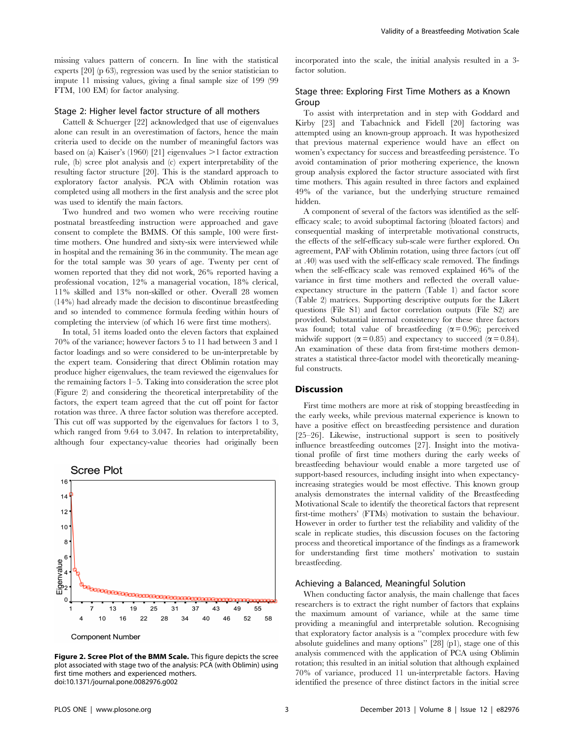missing values pattern of concern. In line with the statistical experts [20] (p 63), regression was used by the senior statistician to impute 11 missing values, giving a final sample size of 199 (99 FTM, 100 EM) for factor analysing.

### Stage 2: Higher level factor structure of all mothers

Cattell & Schuerger [22] acknowledged that use of eigenvalues alone can result in an overestimation of factors, hence the main criteria used to decide on the number of meaningful factors was based on (a) Kaiser's (1960) [21] eigenvalues >1 factor extraction rule, (b) scree plot analysis and (c) expert interpretability of the resulting factor structure [20]. This is the standard approach to exploratory factor analysis. PCA with Oblimin rotation was completed using all mothers in the first analysis and the scree plot was used to identify the main factors.

Two hundred and two women who were receiving routine postnatal breastfeeding instruction were approached and gave consent to complete the BMMS. Of this sample, 100 were first-time mothers. One hundred and sixty-six were interviewed while in hospital and the remaining 36 in the community. The mean age for the total sample was 30 years of age. Twenty per cent of women reported that they did not work, 26% reported having a professional vocation, 12% a managerial vocation, 18% clerical, 11% skilled and 13% non-skilled or other. Overall 28 women (14%) had already made the decision to discontinue breastfeeding and so intended to commence formula feeding within hours of completing the interview (of which 16 were first time mothers).

In total, 51 items loaded onto the eleven factors that explained 70% of the variance; however factors 5 to 11 had between 3 and 1 factor loadings and so were considered to be un-interpretable by the expert team. Considering that direct Oblimin rotation may produce higher eigenvalues, the team reviewed the eigenvalues for the remaining factors 1–5. Taking into consideration the scree plot (Figure 2) and considering the theoretical interpretability of the factors, the expert team agreed that the cut off point for factor rotation was three. A three factor solution was therefore accepted. This cut off was supported by the eigenvalues for factors 1 to 3, which ranged from 9.64 to 3.047. In relation to interpretability, although four expectancy-value theories had originally been incorporated into the scale, the initial analysis resulted in a 3-factor solution.

**Figure 2. Scree Plot of the BMM Scale.** This figure depicts the scree plot associated with stage two of the analysis: PCA (with Oblimin) using first time mothers and experienced mothers.
doi:10.1371/journal.pone.0082976.g002

### Stage three: Exploring First Time Mothers as a Known Group

To assist with interpretation and in step with Goddard and Kirby [23] and Tabachnick and Fidell [20] factoring was attempted using an known-group approach. It was hypothesized that previous maternal experience would have an effect on women's expectancy for success and breastfeeding persistence. To avoid contamination of prior mothering experience, the known group analysis explored the factor structure associated with first time mothers. This again resulted in three factors and explained 49% of the variance, but the underlying structure remained hidden.

A component of several of the factors was identified as the self-efficacy scale; to avoid suboptimal factoring (bloated factors) and consequential masking of interpretable motivational constructs, the effects of the self-efficacy sub-scale were further explored. On agreement, PAF with Oblimin rotation, using three factors (cut off at .40) was used with the self-efficacy scale removed. The findings when the self-efficacy scale was removed explained 46% of the variance in first time mothers and reflected the overall value-expectancy structure in the pattern (Table 1) and factor score (Table 2) matrices. Supporting descriptive outputs for the Likert questions (File S1) and factor correlation outputs (File S2) are provided. Substantial internal consistency for these three factors was found; total value of breastfeeding ($\alpha = 0.96$); perceived midwife support ($\alpha = 0.85$) and expectancy to succeed ($\alpha = 0.84$). An examination of these data from first-time mothers demonstrates a statistical three-factor model with theoretically meaningful constructs.

## Discussion

First time mothers are more at risk of stopping breastfeeding in the early weeks, while previous maternal experience is known to have a positive effect on breastfeeding persistence and duration [25–26]. Likewise, instructional support is seen to positively influence breastfeeding outcomes [27]. Insight into the motivational profile of first time mothers during the early weeks of breastfeeding behaviour would enable a more targeted use of support-based resources, including insight into when expectancy-increasing strategies would be most effective. This known group analysis demonstrates the internal validity of the Breastfeeding Motivational Scale to identify the theoretical factors that represent first-time mothers' (FTMs) motivation to sustain the behaviour. However in order to further test the reliability and validity of the scale in replicate studies, this discussion focuses on the factoring process and theoretical importance of the findings as a framework for understanding first time mothers' motivation to sustain breastfeeding.

### Achieving a Balanced, Meaningful Solution

When conducting factor analysis, the main challenge that faces researchers is to extract the right number of factors that explains the maximum amount of variance, while at the same time providing a meaningful and interpretable solution. Recognising that exploratory factor analysis is a "complex procedure with few absolute guidelines and many options" [28] (p1), stage one of this analysis commenced with the application of PCA using Oblimin rotation; this resulted in an initial solution that although explained 70% of variance, produced 11 un-interpretable factors. Having identified the presence of three distinct factors in the initial scree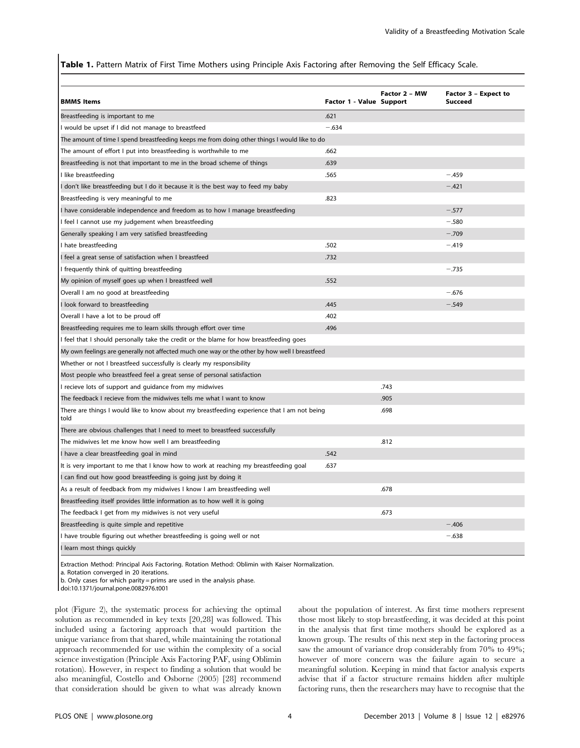**Table 1.** Pattern Matrix of First Time Mothers using Principle Axis Factoring after Removing the Self Efficacy Scale.

| BMMS Items | Factor 1 - Value | Factor 2 – MW Support | Factor 3 – Expect to Succeed |
|---|---|---|---|
| Breastfeeding is important to me | .621 | | |
| I would be upset if I did not manage to breastfeed | −.634 | | |
| The amount of time I spend breastfeeding keeps me from doing other things I would like to do | | | |
| The amount of effort I put into breastfeeding is worthwhile to me | .662 | | |
| Breastfeeding is not that important to me in the broad scheme of things | .639 | | |
| I like breastfeeding | .565 | | −.459 |
| I don't like breastfeeding but I do it because it is the best way to feed my baby | | | −.421 |
| Breastfeeding is very meaningful to me | .823 | | |
| I have considerable independence and freedom as to how I manage breastfeeding | | | −.577 |
| I feel I cannot use my judgement when breastfeeding | | | −.580 |
| Generally speaking I am very satisfied breastfeeding | | | −.709 |
| I hate breastfeeding | .502 | | −.419 |
| I feel a great sense of satisfaction when I breastfeed | .732 | | |
| I frequently think of quitting breastfeeding | | | −.735 |
| My opinion of myself goes up when I breastfeed well | .552 | | |
| Overall I am no good at breastfeeding | | | −.676 |
| I look forward to breastfeeding | .445 | | −.549 |
| Overall I have a lot to be proud off | .402 | | |
| Breastfeeding requires me to learn skills through effort over time | .496 | | |
| I feel that I should personally take the credit or the blame for how breastfeeding goes | | | |
| My own feelings are generally not affected much one way or the other by how well I breastfeed | | | |
| Whether or not I breastfeed successfully is clearly my responsibility | | | |
| Most people who breastfeed feel a great sense of personal satisfaction | | | |
| I recieve lots of support and guidance from my midwives | | .743 | |
| The feedback I recieve from the midwives tells me what I want to know | | .905 | |
| There are things I would like to know about my breastfeeding experience that I am not being told | | .698 | |
| There are obvious challenges that I need to meet to breastfeed successfully | | | |
| The midwives let me know how well I am breastfeeding | | .812 | |
| I have a clear breastfeeding goal in mind | .542 | | |
| It is very important to me that I know how to work at reaching my breastfeeding goal | .637 | | |
| I can find out how good breastfeeding is going just by doing it | | | |
| As a result of feedback from my midwives I know I am breastfeeding well | | .678 | |
| Breastfeeding itself provides little information as to how well it is going | | | |
| The feedback I get from my midwives is not very useful | | .673 | |
| Breastfeeding is quite simple and repetitive | | | −.406 |
| I have trouble figuring out whether breastfeeding is going well or not | | | −.638 |
| I learn most things quickly | | | |

Extraction Method: Principal Axis Factoring. Rotation Method: Oblimin with Kaiser Normalization.
a. Rotation converged in 20 iterations.
b. Only cases for which parity = prims are used in the analysis phase.
doi:10.1371/journal.pone.0082976.t001

plot (Figure 2), the systematic process for achieving the optimal solution as recommended in key texts [20,28] was followed. This included using a factoring approach that would partition the unique variance from that shared, while maintaining the rotational approach recommended for use within the complexity of a social science investigation (Principle Axis Factoring PAF, using Oblimin rotation). However, in respect to finding a solution that would be also meaningful, Costello and Osborne (2005) [28] recommend that consideration should be given to what was already known about the population of interest. As first time mothers represent those most likely to stop breastfeeding, it was decided at this point in the analysis that first time mothers should be explored as a known group. The results of this next step in the factoring process saw the amount of variance drop considerably from 70% to 49%; however of more concern was the failure again to secure a meaningful solution. Keeping in mind that factor analysis experts advise that if a factor structure remains hidden after multiple factoring runs, then the researchers may have to recognise that the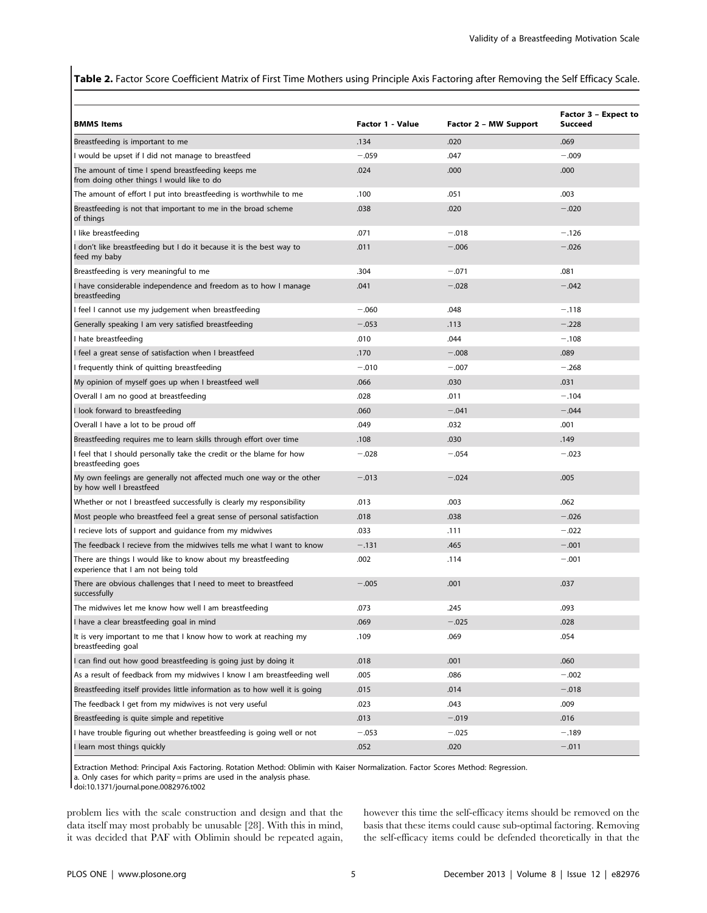**Table 2.** Factor Score Coefficient Matrix of First Time Mothers using Principle Axis Factoring after Removing the Self Efficacy Scale.

| BMMS Items | Factor 1 - Value | Factor 2 – MW Support | Factor 3 – Expect to Succeed |
|---|---|---|---|
| Breastfeeding is important to me | .134 | .020 | .069 |
| I would be upset if I did not manage to breastfeed | −.059 | .047 | −.009 |
| The amount of time I spend breastfeeding keeps me from doing other things I would like to do | .024 | .000 | .000 |
| The amount of effort I put into breastfeeding is worthwhile to me | .100 | .051 | .003 |
| Breastfeeding is not that important to me in the broad scheme of things | .038 | .020 | −.020 |
| I like breastfeeding | .071 | −.018 | −.126 |
| I don't like breastfeeding but I do it because it is the best way to feed my baby | .011 | −.006 | −.026 |
| Breastfeeding is very meaningful to me | .304 | −.071 | .081 |
| I have considerable independence and freedom as to how I manage breastfeeding | .041 | −.028 | −.042 |
| I feel I cannot use my judgement when breastfeeding | −.060 | .048 | −.118 |
| Generally speaking I am very satisfied breastfeeding | −.053 | .113 | −.228 |
| I hate breastfeeding | .010 | .044 | −.108 |
| I feel a great sense of satisfaction when I breastfeed | .170 | −.008 | .089 |
| I frequently think of quitting breastfeeding | −.010 | −.007 | −.268 |
| My opinion of myself goes up when I breastfeed well | .066 | .030 | .031 |
| Overall I am no good at breastfeeding | .028 | .011 | −.104 |
| I look forward to breastfeeding | .060 | −.041 | −.044 |
| Overall I have a lot to be proud off | .049 | .032 | .001 |
| Breastfeeding requires me to learn skills through effort over time | .108 | .030 | .149 |
| I feel that I should personally take the credit or the blame for how breastfeeding goes | −.028 | −.054 | −.023 |
| My own feelings are generally not affected much one way or the other by how well I breastfeed | −.013 | −.024 | .005 |
| Whether or not I breastfeed successfully is clearly my responsibility | .013 | .003 | .062 |
| Most people who breastfeed feel a great sense of personal satisfaction | .018 | .038 | −.026 |
| I recieve lots of support and guidance from my midwives | .033 | .111 | −.022 |
| The feedback I recieve from the midwives tells me what I want to know | −.131 | .465 | −.001 |
| There are things I would like to know about my breastfeeding experience that I am not being told | .002 | .114 | −.001 |
| There are obvious challenges that I need to meet to breastfeed successfully | −.005 | .001 | .037 |
| The midwives let me know how well I am breastfeeding | .073 | .245 | .093 |
| I have a clear breastfeeding goal in mind | .069 | −.025 | .028 |
| It is very important to me that I know how to work at reaching my breastfeeding goal | .109 | .069 | .054 |
| I can find out how good breastfeeding is going just by doing it | .018 | .001 | .060 |
| As a result of feedback from my midwives I know I am breastfeeding well | .005 | .086 | −.002 |
| Breastfeeding itself provides little information as to how well it is going | .015 | .014 | −.018 |
| The feedback I get from my midwives is not very useful | .023 | .043 | .009 |
| Breastfeeding is quite simple and repetitive | .013 | −.019 | .016 |
| I have trouble figuring out whether breastfeeding is going well or not | −.053 | −.025 | −.189 |
| I learn most things quickly | .052 | .020 | −.011 |

Extraction Method: Principal Axis Factoring. Rotation Method: Oblimin with Kaiser Normalization. Factor Scores Method: Regression.
a. Only cases for which parity = prims are used in the analysis phase.
doi:10.1371/journal.pone.0082976.t002

problem lies with the scale construction and design and that the data itself may most probably be unusable [28]. With this in mind, it was decided that PAF with Oblimin should be repeated again, however this time the self-efficacy items should be removed on the basis that these items could cause sub-optimal factoring. Removing the self-efficacy items could be defended theoretically in that the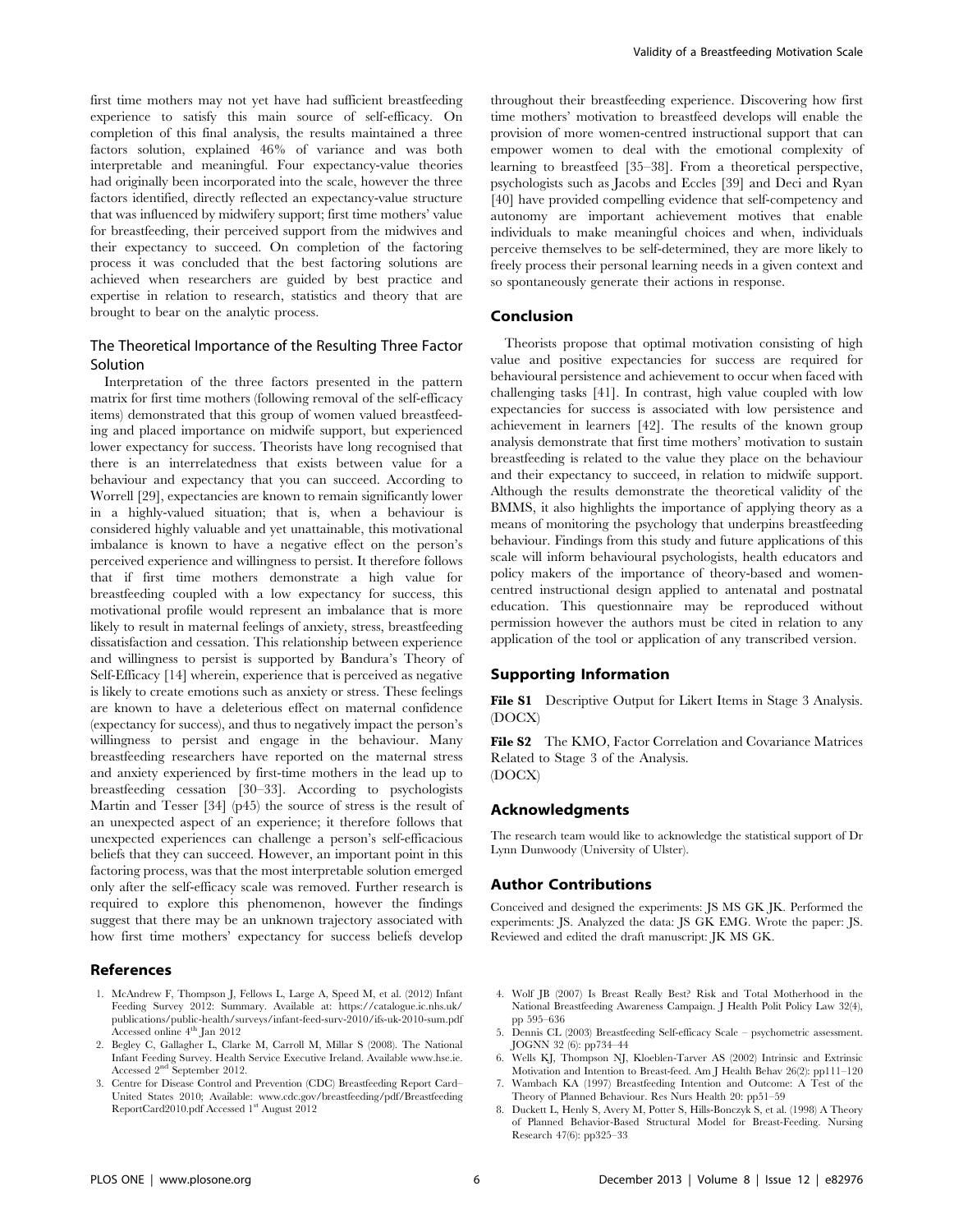first time mothers may not yet have had sufficient breastfeeding experience to satisfy this main source of self-efficacy. On completion of this final analysis, the results maintained a three factors solution, explained 46% of variance and was both interpretable and meaningful. Four expectancy-value theories had originally been incorporated into the scale, however the three factors identified, directly reflected an expectancy-value structure that was influenced by midwifery support; first time mothers' value for breastfeeding, their perceived support from the midwives and their expectancy to succeed. On completion of the factoring process it was concluded that the best factoring solutions are achieved when researchers are guided by best practice and expertise in relation to research, statistics and theory that are brought to bear on the analytic process.

### The Theoretical Importance of the Resulting Three Factor Solution

Interpretation of the three factors presented in the pattern matrix for first time mothers (following removal of the self-efficacy items) demonstrated that this group of women valued breastfeeding and placed importance on midwife support, but experienced lower expectancy for success. Theorists have long recognised that there is an interrelatedness that exists between value for a behaviour and expectancy that you can succeed. According to Worrell [29], expectancies are known to remain significantly lower in a highly-valued situation; that is, when a behaviour is considered highly valuable and yet unattainable, this motivational imbalance is known to have a negative effect on the person's perceived experience and willingness to persist. It therefore follows that if first time mothers demonstrate a high value for breastfeeding coupled with a low expectancy for success, this motivational profile would represent an imbalance that is more likely to result in maternal feelings of anxiety, stress, breastfeeding dissatisfaction and cessation. This relationship between experience and willingness to persist is supported by Bandura's Theory of Self-Efficacy [14] wherein, experience that is perceived as negative is likely to create emotions such as anxiety or stress. These feelings are known to have a deleterious effect on maternal confidence (expectancy for success), and thus to negatively impact the person's willingness to persist and engage in the behaviour. Many breastfeeding researchers have reported on the maternal stress and anxiety experienced by first-time mothers in the lead up to breastfeeding cessation [30–33]. According to psychologists Martin and Tesser [34] (p45) the source of stress is the result of an unexpected aspect of an experience; it therefore follows that unexpected experiences can challenge a person's self-efficacious beliefs that they can succeed. However, an important point in this factoring process, was that the most interpretable solution emerged only after the self-efficacy scale was removed. Further research is required to explore this phenomenon, however the findings suggest that there may be an unknown trajectory associated with how first time mothers' expectancy for success beliefs develop throughout their breastfeeding experience. Discovering how first time mothers' motivation to breastfeed develops will enable the provision of more women-centred instructional support that can empower women to deal with the emotional complexity of learning to breastfeed [35–38]. From a theoretical perspective, psychologists such as Jacobs and Eccles [39] and Deci and Ryan [40] have provided compelling evidence that self-competency and autonomy are important achievement motives that enable individuals to make meaningful choices and when, individuals perceive themselves to be self-determined, they are more likely to freely process their personal learning needs in a given context and so spontaneously generate their actions in response.

## Conclusion

Theorists propose that optimal motivation consisting of high value and positive expectancies for success are required for behavioural persistence and achievement to occur when faced with challenging tasks [41]. In contrast, high value coupled with low expectancies for success is associated with low persistence and achievement in learners [42]. The results of the known group analysis demonstrate that first time mothers' motivation to sustain breastfeeding is related to the value they place on the behaviour and their expectancy to succeed, in relation to midwife support. Although the results demonstrate the theoretical validity of the BMMS, it also highlights the importance of applying theory as a means of monitoring the psychology that underpins breastfeeding behaviour. Findings from this study and future applications of this scale will inform behavioural psychologists, health educators and policy makers of the importance of theory-based and women-centred instructional design applied to antenatal and postnatal education. This questionnaire may be reproduced without permission however the authors must be cited in relation to any application of the tool or application of any transcribed version.

## Supporting Information

**File S1** Descriptive Output for Likert Items in Stage 3 Analysis. (DOCX)

**File S2** The KMO, Factor Correlation and Covariance Matrices Related to Stage 3 of the Analysis. (DOCX)

## Acknowledgments

The research team would like to acknowledge the statistical support of Dr Lynn Dunwoody (University of Ulster).

## Author Contributions

Conceived and designed the experiments: JS MS GK JK. Performed the experiments: JS. Analyzed the data: JS GK EMG. Wrote the paper: JS. Reviewed and edited the draft manuscript: JK MS GK.

## References

1. McAndrew F, Thompson J, Fellows L, Large A, Speed M, et al. (2012) Infant Feeding Survey 2012: Summary. Available at: https://catalogue.ic.nhs.uk/publications/public-health/surveys/infant-feed-surv-2010/ifs-uk-2010-sum.pdf Accessed online 4th Jan 2012
2. Begley C, Gallagher L, Clarke M, Carroll M, Millar S (2008). The National Infant Feeding Survey. Health Service Executive Ireland. Available www.hse.ie. Accessed 2nd September 2012.
3. Centre for Disease Control and Prevention (CDC) Breastfeeding Report Card–United States 2010; Available: www.cdc.gov/breastfeeding/pdf/BreastfeedingReportCard2010.pdf Accessed 1st August 2012
4. Wolf JB (2007) Is Breast Really Best? Risk and Total Motherhood in the National Breastfeeding Awareness Campaign. J Health Polit Policy Law 32(4), pp 595–636
5. Dennis CL (2003) Breastfeeding Self-efficacy Scale – psychometric assessment. JOGNN 32 (6): pp734–44
6. Wells KJ, Thompson NJ, Kloeblen-Tarver AS (2002) Intrinsic and Extrinsic Motivation and Intention to Breast-feed. Am J Health Behav 26(2): pp111–120
7. Wambach KA (1997) Breastfeeding Intention and Outcome: A Test of the Theory of Planned Behaviour. Res Nurs Health 20: pp51–59
8. Duckett L, Henly S, Avery M, Potter S, Hills-Bonczyk S, et al. (1998) A Theory of Planned Behavior-Based Structural Model for Breast-Feeding. Nursing Research 47(6): pp325–33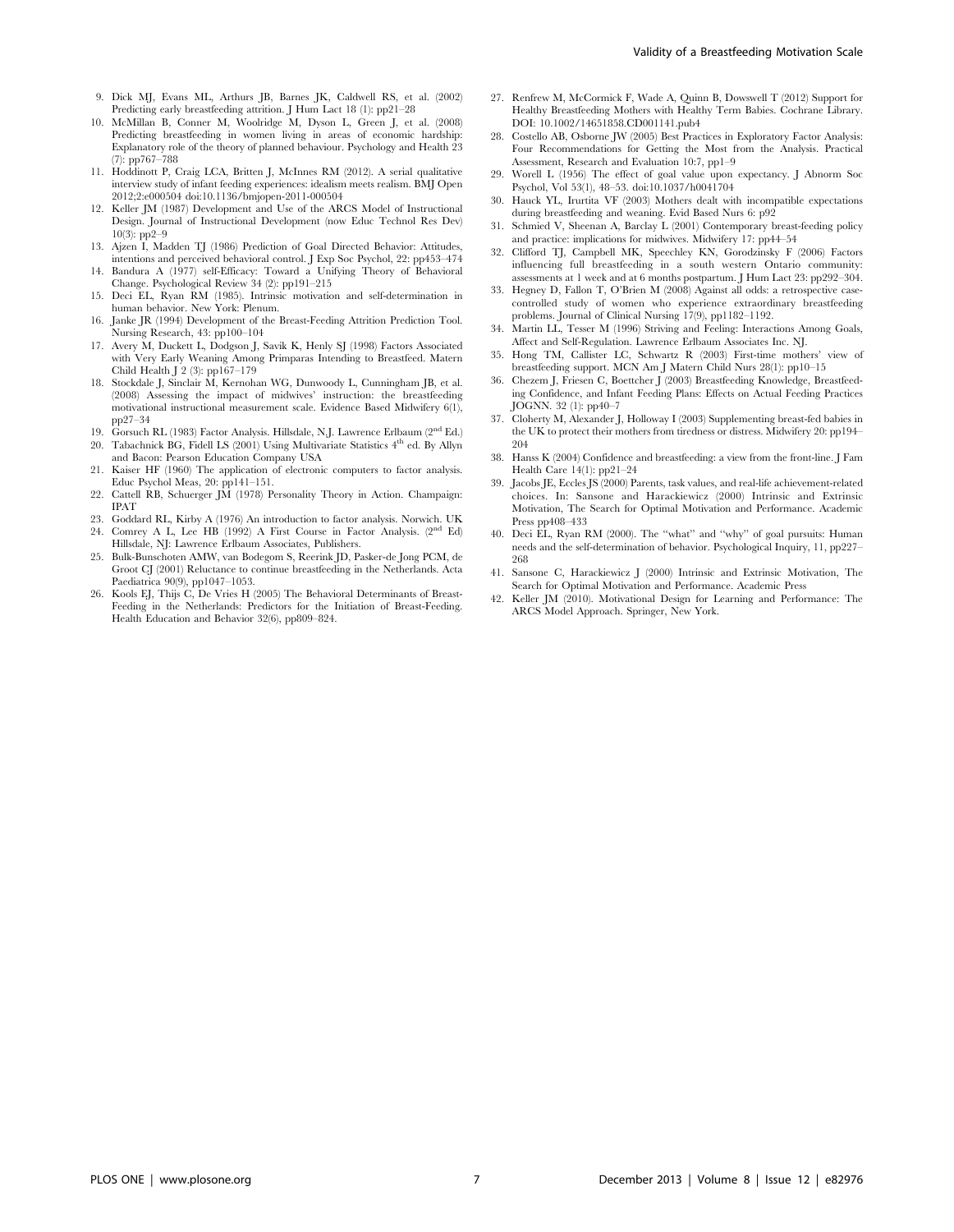9. Dick MJ, Evans ML, Arthurs JB, Barnes JK, Caldwell RS, et al. (2002) Predicting early breastfeeding attrition. J Hum Lact 18 (1): pp21–28
10. McMillan B, Conner M, Woolridge M, Dyson L, Green J, et al. (2008) Predicting breastfeeding in women living in areas of economic hardship: Explanatory role of the theory of planned behaviour. Psychology and Health 23 (7): pp767–788
11. Hoddinott P, Craig LCA, Britten J, McInnes RM (2012). A serial qualitative interview study of infant feeding experiences: idealism meets realism. BMJ Open 2012;2:e000504 doi:10.1136/bmjopen-2011-000504
12. Keller JM (1987) Development and Use of the ARCS Model of Instructional Design. Journal of Instructional Development (now Educ Technol Res Dev) 10(3): pp2–9
13. Ajzen I, Madden TJ (1986) Prediction of Goal Directed Behavior: Attitudes, intentions and perceived behavioral control. J Exp Soc Psychol, 22: pp453–474
14. Bandura A (1977) self-Efficacy: Toward a Unifying Theory of Behavioral Change. Psychological Review 34 (2): pp191–215
15. Deci EL, Ryan RM (1985). Intrinsic motivation and self-determination in human behavior. New York: Plenum.
16. Janke JR (1994) Development of the Breast-Feeding Attrition Prediction Tool. Nursing Research, 43: pp100–104
17. Avery M, Duckett L, Dodgson J, Savik K, Henly SJ (1998) Factors Associated with Very Early Weaning Among Primparas Intending to Breastfeed. Matern Child Health J 2 (3): pp167–179
18. Stockdale J, Sinclair M, Kernohan WG, Dunwoody L, Cunningham JB, et al. (2008) Assessing the impact of midwives' instruction: the breastfeeding motivational instructional measurement scale. Evidence Based Midwifery 6(1), pp27–34
19. Gorsuch RL (1983) Factor Analysis. Hillsdale, N.J. Lawrence Erlbaum (2nd Ed.)
20. Tabachnick BG, Fidell LS (2001) Using Multivariate Statistics 4th ed. By Allyn and Bacon: Pearson Education Company USA
21. Kaiser HF (1960) The application of electronic computers to factor analysis. Educ Psychol Meas, 20: pp141–151.
22. Cattell RB, Schuerger JM (1978) Personality Theory in Action. Champaign: IPAT
23. Goddard RL, Kirby A (1976) An introduction to factor analysis. Norwich. UK
24. Comrey A L, Lee HB (1992) A First Course in Factor Analysis. (2nd Ed) Hillsdale, NJ: Lawrence Erlbaum Associates, Publishers.
25. Bulk-Bunschoten AMW, van Bodegom S, Reerink JD, Pasker-de Jong PCM, de Groot CJ (2001) Reluctance to continue breastfeeding in the Netherlands. Acta Paediatrica 90(9), pp1047–1053.
26. Kools EJ, Thijs C, De Vries H (2005) The Behavioral Determinants of Breast-Feeding in the Netherlands: Predictors for the Initiation of Breast-Feeding. Health Education and Behavior 32(6), pp809–824.
27. Renfrew M, McCormick F, Wade A, Quinn B, Dowswell T (2012) Support for Healthy Breastfeeding Mothers with Healthy Term Babies. Cochrane Library. DOI: 10.1002/14651858.CD001141.pub4
28. Costello AB, Osborne JW (2005) Best Practices in Exploratory Factor Analysis: Four Recommendations for Getting the Most from the Analysis. Practical Assessment, Research and Evaluation 10:7, pp1–9
29. Worell L (1956) The effect of goal value upon expectancy. J Abnorm Soc Psychol, Vol 53(1), 48–53. doi:10.1037/h0041704
30. Hauck YL, Irurtita VF (2003) Mothers dealt with incompatible expectations during breastfeeding and weaning. Evid Based Nurs 6: p92
31. Schmied V, Sheenan A, Barclay L (2001) Contemporary breast-feeding policy and practice: implications for midwives. Midwifery 17: pp44–54
32. Clifford TJ, Campbell MK, Speechley KN, Gorodzinsky F (2006) Factors influencing full breastfeeding in a south western Ontario community: assessments at 1 week and at 6 months postpartum. J Hum Lact 23: pp292–304.
33. Hegney D, Fallon T, O'Brien M (2008) Against all odds: a retrospective case-controlled study of women who experience extraordinary breastfeeding problems. Journal of Clinical Nursing 17(9), pp1182–1192.
34. Martin LL, Tesser M (1996) Striving and Feeling: Interactions Among Goals, Affect and Self-Regulation. Lawrence Erlbaum Associates Inc. NJ.
35. Hong TM, Callister LC, Schwartz R (2003) First-time mothers' view of breastfeeding support. MCN Am J Matern Child Nurs 28(1): pp10–15
36. Chezem J, Friesen C, Boettcher J (2003) Breastfeeding Knowledge, Breastfeeding Confidence, and Infant Feeding Plans: Effects on Actual Feeding Practices JOGNN. 32 (1): pp40–7
37. Cloherty M, Alexander J, Holloway I (2003) Supplementing breast-fed babies in the UK to protect their mothers from tiredness or distress. Midwifery 20: pp194–204
38. Hanss K (2004) Confidence and breastfeeding: a view from the front-line. J Fam Health Care 14(1): pp21–24
39. Jacobs JE, Eccles JS (2000) Parents, task values, and real-life achievement-related choices. In: Sansone and Harackiewicz (2000) Intrinsic and Extrinsic Motivation, The Search for Optimal Motivation and Performance. Academic Press pp408–433
40. Deci EL, Ryan RM (2000). The "what" and "why" of goal pursuits: Human needs and the self-determination of behavior. Psychological Inquiry, 11, pp227–268
41. Sansone C, Harackiewicz J (2000) Intrinsic and Extrinsic Motivation, The Search for Optimal Motivation and Performance. Academic Press
42. Keller JM (2010). Motivational Design for Learning and Performance: The ARCS Model Approach. Springer, New York.